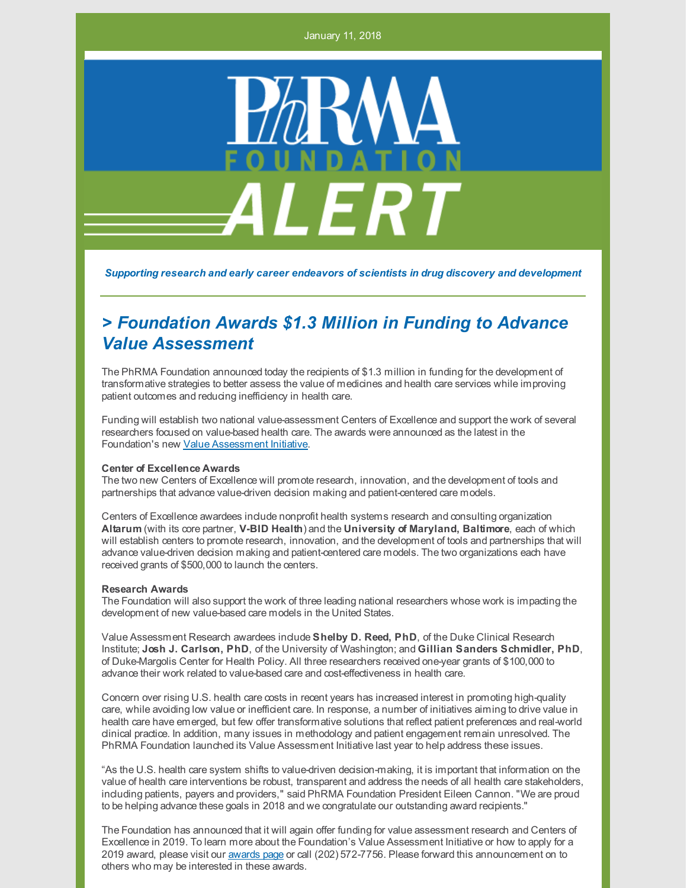January 11, 2018

# PhRMA FOUNDATION ALERT

***Supporting research and early career endeavors of scientists in drug discovery and development***

---

## *> Foundation Awards $1.3 Million in Funding to Advance Value Assessment*

The PhRMA Foundation announced today the recipients of $1.3 million in funding for the development of transformative strategies to better assess the value of medicines and health care services while improving patient outcomes and reducing inefficiency in health care.

Funding will establish two national value-assessment Centers of Excellence and support the work of several researchers focused on value-based health care. The awards were announced as the latest in the Foundation's new Value Assessment Initiative.

**Center of Excellence Awards**
The two new Centers of Excellence will promote research, innovation, and the development of tools and partnerships that advance value-driven decision making and patient-centered care models.

Centers of Excellence awardees include nonprofit health systems research and consulting organization **Altarum** (with its core partner, **V-BID Health**) and the **University of Maryland, Baltimore**, each of which will establish centers to promote research, innovation, and the development of tools and partnerships that will advance value-driven decision making and patient-centered care models. The two organizations each have received grants of $500,000 to launch the centers.

**Research Awards**
The Foundation will also support the work of three leading national researchers whose work is impacting the development of new value-based care models in the United States.

Value Assessment Research awardees include **Shelby D. Reed, PhD**, of the Duke Clinical Research Institute; **Josh J. Carlson, PhD**, of the University of Washington; and **Gillian Sanders Schmidler, PhD**, of Duke-Margolis Center for Health Policy. All three researchers received one-year grants of $100,000 to advance their work related to value-based care and cost-effectiveness in health care.

Concern over rising U.S. health care costs in recent years has increased interest in promoting high-quality care, while avoiding low value or inefficient care. In response, a number of initiatives aiming to drive value in health care have emerged, but few offer transformative solutions that reflect patient preferences and real-world clinical practice. In addition, many issues in methodology and patient engagement remain unresolved. The PhRMA Foundation launched its Value Assessment Initiative last year to help address these issues.

"As the U.S. health care system shifts to value-driven decision-making, it is important that information on the value of health care interventions be robust, transparent and address the needs of all health care stakeholders, including patients, payers and providers," said PhRMA Foundation President Eileen Cannon. "We are proud to be helping advance these goals in 2018 and we congratulate our outstanding award recipients."

The Foundation has announced that it will again offer funding for value assessment research and Centers of Excellence in 2019. To learn more about the Foundation's Value Assessment Initiative or how to apply for a 2019 award, please visit our awards page or call (202) 572-7756. Please forward this announcement on to others who may be interested in these awards.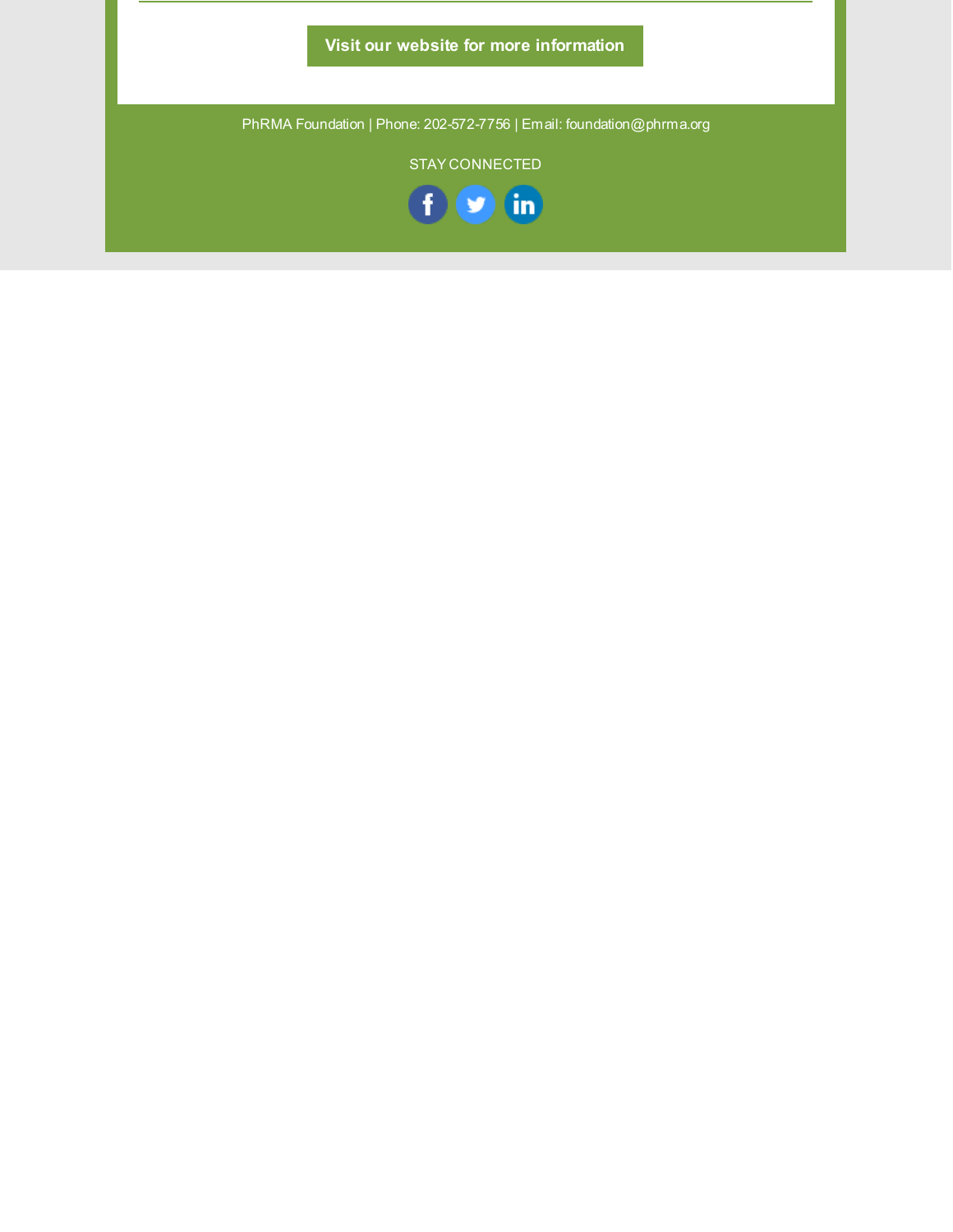Visit our website for more information

PhRMA Foundation | Phone: 202-572-7756 | Email: foundation@phrma.org

STAY CONNECTED